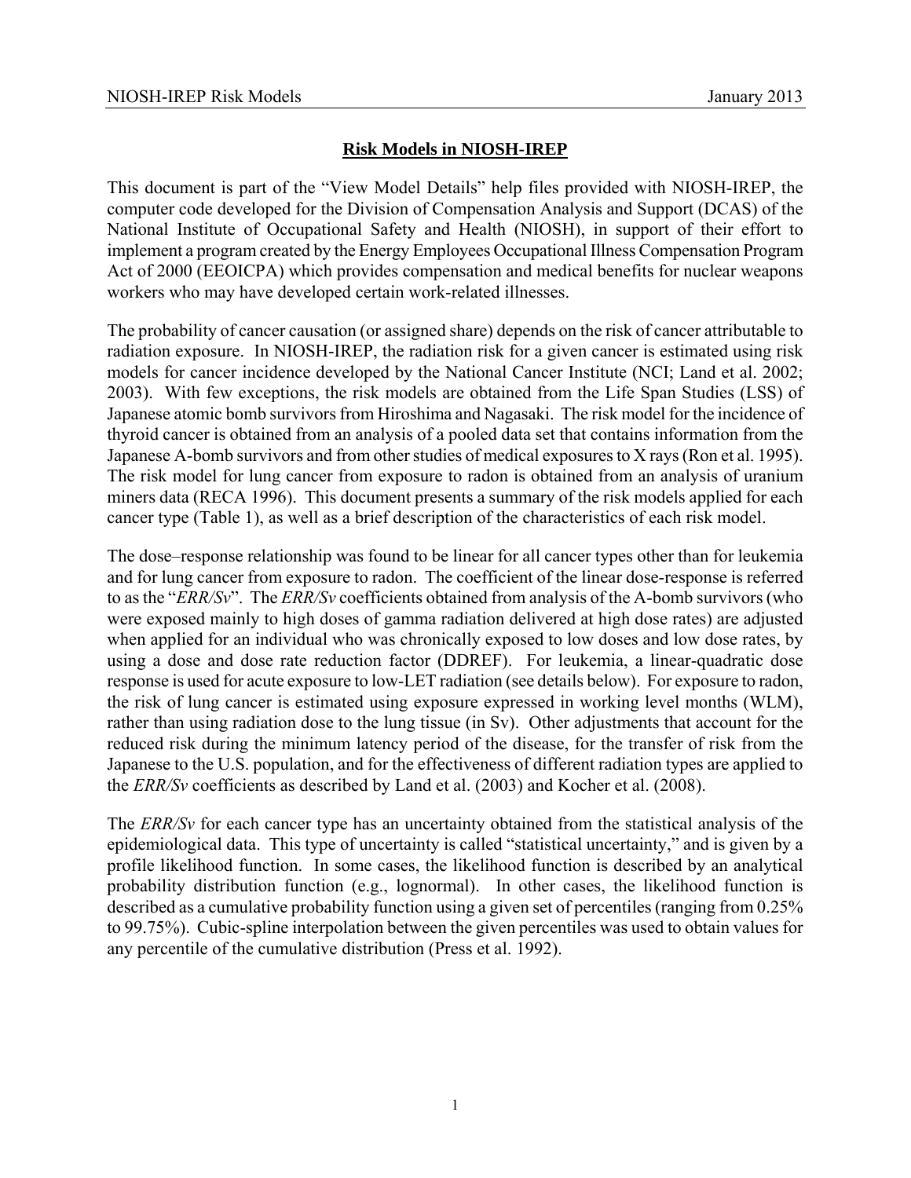# **Risk Models in NIOSH-IREP**

This document is part of the "View Model Details" help files provided with NIOSH-IREP, the computer code developed for the Division of Compensation Analysis and Support (DCAS) of the National Institute of Occupational Safety and Health (NIOSH), in support of their effort to implement a program created by the Energy Employees Occupational Illness Compensation Program Act of 2000 (EEOICPA) which provides compensation and medical benefits for nuclear weapons workers who may have developed certain work-related illnesses.

The probability of cancer causation (or assigned share) depends on the risk of cancer attributable to radiation exposure. In NIOSH-IREP, the radiation risk for a given cancer is estimated using risk models for cancer incidence developed by the National Cancer Institute (NCI; Land et al. 2002; 2003). With few exceptions, the risk models are obtained from the Life Span Studies (LSS) of Japanese atomic bomb survivors from Hiroshima and Nagasaki. The risk model for the incidence of thyroid cancer is obtained from an analysis of a pooled data set that contains information from the Japanese A-bomb survivors and from other studies of medical exposures to X rays (Ron et al. 1995). The risk model for lung cancer from exposure to radon is obtained from an analysis of uranium miners data (RECA 1996). This document presents a summary of the risk models applied for each cancer type (Table 1), as well as a brief description of the characteristics of each risk model.

The dose–response relationship was found to be linear for all cancer types other than for leukemia and for lung cancer from exposure to radon. The coefficient of the linear dose-response is referred to as the "*ERR/Sv*". The *ERR/Sv* coefficients obtained from analysis of the A-bomb survivors (who were exposed mainly to high doses of gamma radiation delivered at high dose rates) are adjusted when applied for an individual who was chronically exposed to low doses and low dose rates, by using a dose and dose rate reduction factor (DDREF). For leukemia, a linear-quadratic dose response is used for acute exposure to low-LET radiation (see details below). For exposure to radon, the risk of lung cancer is estimated using exposure expressed in working level months (WLM), rather than using radiation dose to the lung tissue (in Sv). Other adjustments that account for the reduced risk during the minimum latency period of the disease, for the transfer of risk from the Japanese to the U.S. population, and for the effectiveness of different radiation types are applied to the *ERR/Sv* coefficients as described by Land et al. (2003) and Kocher et al. (2008).

The *ERR/Sv* for each cancer type has an uncertainty obtained from the statistical analysis of the epidemiological data. This type of uncertainty is called "statistical uncertainty," and is given by a profile likelihood function. In some cases, the likelihood function is described by an analytical probability distribution function (e.g., lognormal). In other cases, the likelihood function is described as a cumulative probability function using a given set of percentiles (ranging from 0.25% to 99.75%). Cubic-spline interpolation between the given percentiles was used to obtain values for any percentile of the cumulative distribution (Press et al. 1992).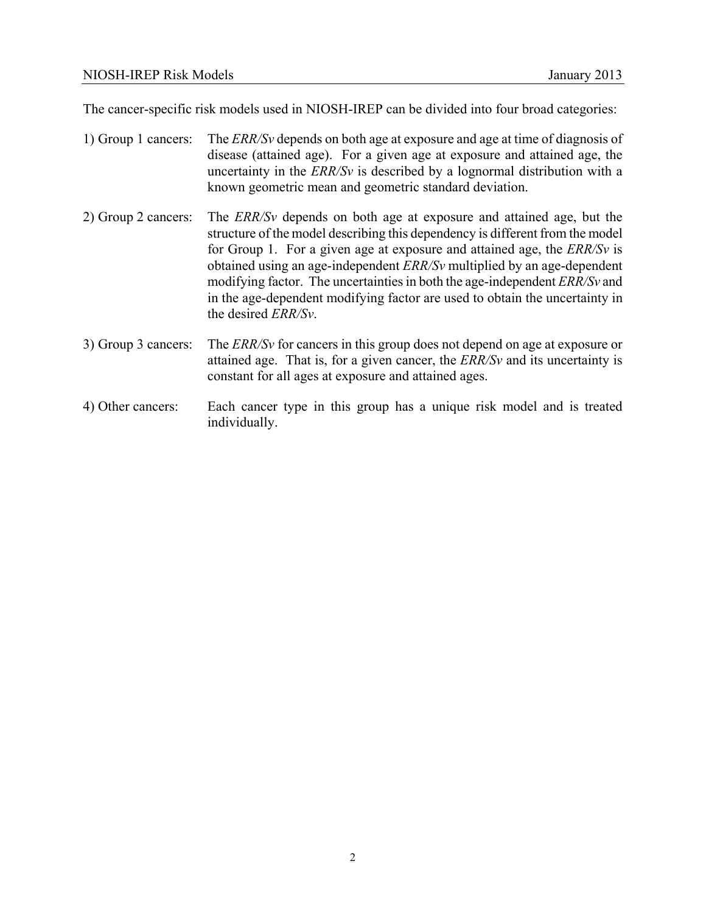The cancer-specific risk models used in NIOSH-IREP can be divided into four broad categories:

1) Group 1 cancers: The *ERR/Sv* depends on both age at exposure and age at time of diagnosis of disease (attained age). For a given age at exposure and attained age, the uncertainty in the *ERR/Sv* is described by a lognormal distribution with a known geometric mean and geometric standard deviation.

2) Group 2 cancers: The *ERR/Sv* depends on both age at exposure and attained age, but the structure of the model describing this dependency is different from the model for Group 1. For a given age at exposure and attained age, the *ERR/Sv* is obtained using an age-independent *ERR/Sv* multiplied by an age-dependent modifying factor. The uncertainties in both the age-independent *ERR/Sv* and in the age-dependent modifying factor are used to obtain the uncertainty in the desired *ERR/Sv*.

3) Group 3 cancers: The *ERR/Sv* for cancers in this group does not depend on age at exposure or attained age. That is, for a given cancer, the *ERR/Sv* and its uncertainty is constant for all ages at exposure and attained ages.

4) Other cancers: Each cancer type in this group has a unique risk model and is treated individually.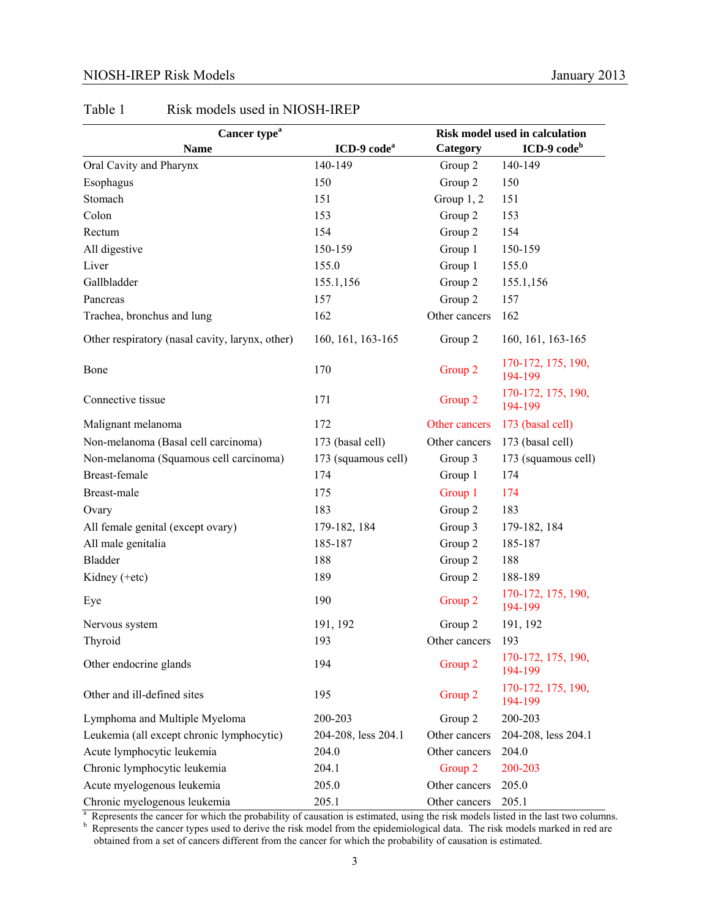Table 1 Risk models used in NIOSH-IREP

| Cancer type[a] | | Risk model used in calculation | |
|---|---|---|---|
| Name | ICD-9 code[a] | Category | ICD-9 code[b] |
| Oral Cavity and Pharynx | 140-149 | Group 2 | 140-149 |
| Esophagus | 150 | Group 2 | 150 |
| Stomach | 151 | Group 1, 2 | 151 |
| Colon | 153 | Group 2 | 153 |
| Rectum | 154 | Group 2 | 154 |
| All digestive | 150-159 | Group 1 | 150-159 |
| Liver | 155.0 | Group 1 | 155.0 |
| Gallbladder | 155.1,156 | Group 2 | 155.1,156 |
| Pancreas | 157 | Group 2 | 157 |
| Trachea, bronchus and lung | 162 | Other cancers | 162 |
| Other respiratory (nasal cavity, larynx, other) | 160, 161, 163-165 | Group 2 | 160, 161, 163-165 |
| Bone | 170 | Group 2 | 170-172, 175, 190, 194-199 |
| Connective tissue | 171 | Group 2 | 170-172, 175, 190, 194-199 |
| Malignant melanoma | 172 | Other cancers | 173 (basal cell) |
| Non-melanoma (Basal cell carcinoma) | 173 (basal cell) | Other cancers | 173 (basal cell) |
| Non-melanoma (Squamous cell carcinoma) | 173 (squamous cell) | Group 3 | 173 (squamous cell) |
| Breast-female | 174 | Group 1 | 174 |
| Breast-male | 175 | Group 1 | 174 |
| Ovary | 183 | Group 2 | 183 |
| All female genital (except ovary) | 179-182, 184 | Group 3 | 179-182, 184 |
| All male genitalia | 185-187 | Group 2 | 185-187 |
| Bladder | 188 | Group 2 | 188 |
| Kidney (+etc) | 189 | Group 2 | 188-189 |
| Eye | 190 | Group 2 | 170-172, 175, 190, 194-199 |
| Nervous system | 191, 192 | Group 2 | 191, 192 |
| Thyroid | 193 | Other cancers | 193 |
| Other endocrine glands | 194 | Group 2 | 170-172, 175, 190, 194-199 |
| Other and ill-defined sites | 195 | Group 2 | 170-172, 175, 190, 194-199 |
| Lymphoma and Multiple Myeloma | 200-203 | Group 2 | 200-203 |
| Leukemia (all except chronic lymphocytic) | 204-208, less 204.1 | Other cancers | 204-208, less 204.1 |
| Acute lymphocytic leukemia | 204.0 | Other cancers | 204.0 |
| Chronic lymphocytic leukemia | 204.1 | Group 2 | 200-203 |
| Acute myelogenous leukemia | 205.0 | Other cancers | 205.0 |
| Chronic myelogenous leukemia | 205.1 | Other cancers | 205.1 |

[a] Represents the cancer for which the probability of causation is estimated, using the risk models listed in the last two columns.
[b] Represents the cancer types used to derive the risk model from the epidemiological data. The risk models marked in red are obtained from a set of cancers different from the cancer for which the probability of causation is estimated.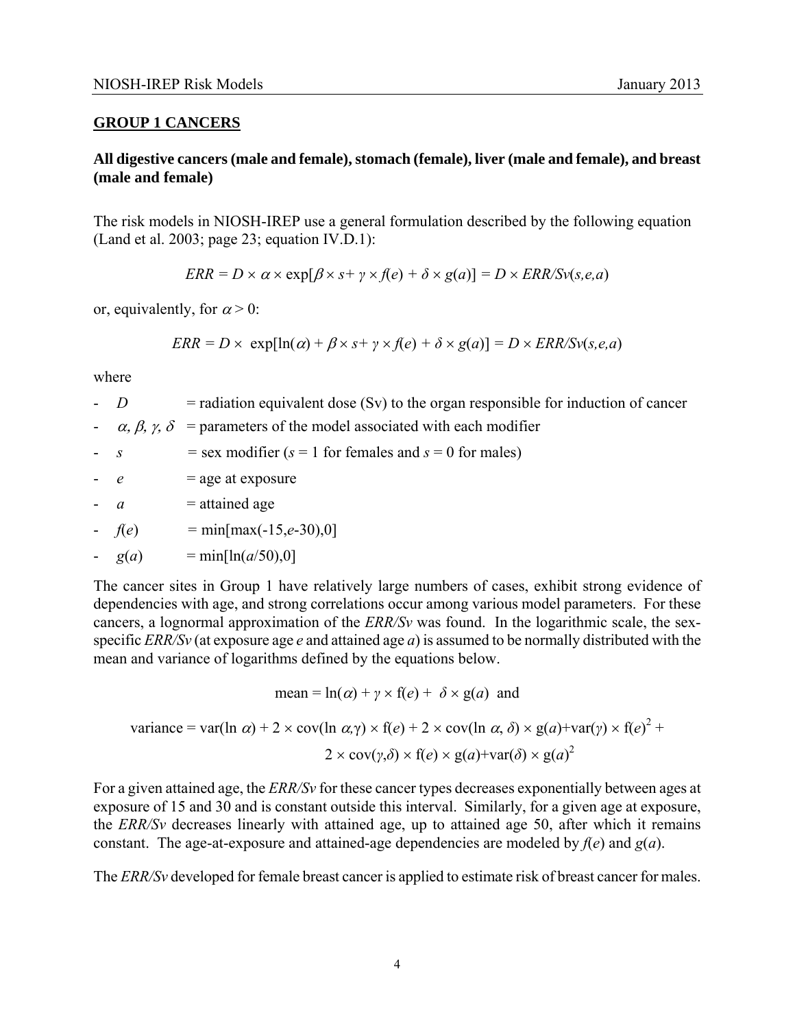## GROUP 1 CANCERS

### All digestive cancers (male and female), stomach (female), liver (male and female), and breast (male and female)

The risk models in NIOSH-IREP use a general formulation described by the following equation (Land et al. 2003; page 23; equation IV.D.1):

$$ERR = D \times \alpha \times \exp[\beta \times s + \gamma \times f(e) + \delta \times g(a)] = D \times ERR/Sv(s,e,a)$$

or, equivalently, for $\alpha > 0$:

$$ERR = D \times \exp[\ln(\alpha) + \beta \times s + \gamma \times f(e) + \delta \times g(a)] = D \times ERR/Sv(s,e,a)$$

where

- $D$ = radiation equivalent dose (Sv) to the organ responsible for induction of cancer
- $\alpha, \beta, \gamma, \delta$ = parameters of the model associated with each modifier
- $s$ = sex modifier ($s = 1$ for females and $s = 0$ for males)
- $e$ = age at exposure
- $a$ = attained age
- $f(e)$ = $\min[\max(-15, e-30), 0]$
- $g(a)$ = $\min[\ln(a/50), 0]$

The cancer sites in Group 1 have relatively large numbers of cases, exhibit strong evidence of dependencies with age, and strong correlations occur among various model parameters. For these cancers, a lognormal approximation of the *ERR/Sv* was found. In the logarithmic scale, the sex-specific *ERR/Sv* (at exposure age *e* and attained age *a*) is assumed to be normally distributed with the mean and variance of logarithms defined by the equations below.

$$\text{mean} = \ln(\alpha) + \gamma \times f(e) + \delta \times g(a) \text{ and}$$

$$\text{variance} = \text{var}(\ln \alpha) + 2 \times \text{cov}(\ln \alpha, \gamma) \times f(e) + 2 \times \text{cov}(\ln \alpha, \delta) \times g(a) + \text{var}(\gamma) \times f(e)^2 + 2 \times \text{cov}(\gamma, \delta) \times f(e) \times g(a) + \text{var}(\delta) \times g(a)^2$$

For a given attained age, the *ERR/Sv* for these cancer types decreases exponentially between ages at exposure of 15 and 30 and is constant outside this interval. Similarly, for a given age at exposure, the *ERR/Sv* decreases linearly with attained age, up to attained age 50, after which it remains constant. The age-at-exposure and attained-age dependencies are modeled by $f(e)$ and $g(a)$.

The *ERR/Sv* developed for female breast cancer is applied to estimate risk of breast cancer for males.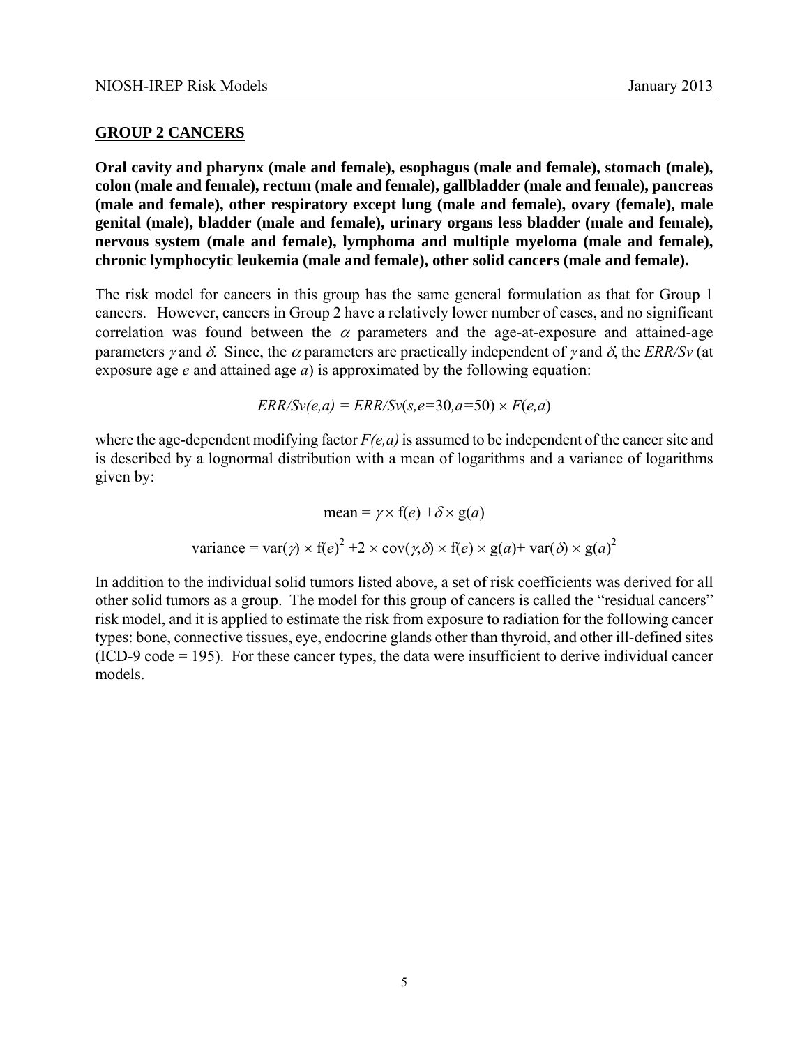## GROUP 2 CANCERS

**Oral cavity and pharynx (male and female), esophagus (male and female), stomach (male), colon (male and female), rectum (male and female), gallbladder (male and female), pancreas (male and female), other respiratory except lung (male and female), ovary (female), male genital (male), bladder (male and female), urinary organs less bladder (male and female), nervous system (male and female), lymphoma and multiple myeloma (male and female), chronic lymphocytic leukemia (male and female), other solid cancers (male and female).**

The risk model for cancers in this group has the same general formulation as that for Group 1 cancers. However, cancers in Group 2 have a relatively lower number of cases, and no significant correlation was found between the $\alpha$ parameters and the age-at-exposure and attained-age parameters $\gamma$ and $\delta$. Since, the $\alpha$ parameters are practically independent of $\gamma$ and $\delta$, the *ERR/Sv* (at exposure age *e* and attained age *a*) is approximated by the following equation:

$$ERR/Sv(e,a) = ERR/Sv(s, e{=}30, a{=}50) \times F(e,a)$$

where the age-dependent modifying factor *F(e,a)* is assumed to be independent of the cancer site and is described by a lognormal distribution with a mean of logarithms and a variance of logarithms given by:

$$\text{mean} = \gamma \times \text{f}(e) + \delta \times \text{g}(a)$$

$$\text{variance} = \text{var}(\gamma) \times \text{f}(e)^2 + 2 \times \text{cov}(\gamma,\delta) \times \text{f}(e) \times \text{g}(a) + \text{var}(\delta) \times \text{g}(a)^2$$

In addition to the individual solid tumors listed above, a set of risk coefficients was derived for all other solid tumors as a group. The model for this group of cancers is called the "residual cancers" risk model, and it is applied to estimate the risk from exposure to radiation for the following cancer types: bone, connective tissues, eye, endocrine glands other than thyroid, and other ill-defined sites (ICD-9 code = 195). For these cancer types, the data were insufficient to derive individual cancer models.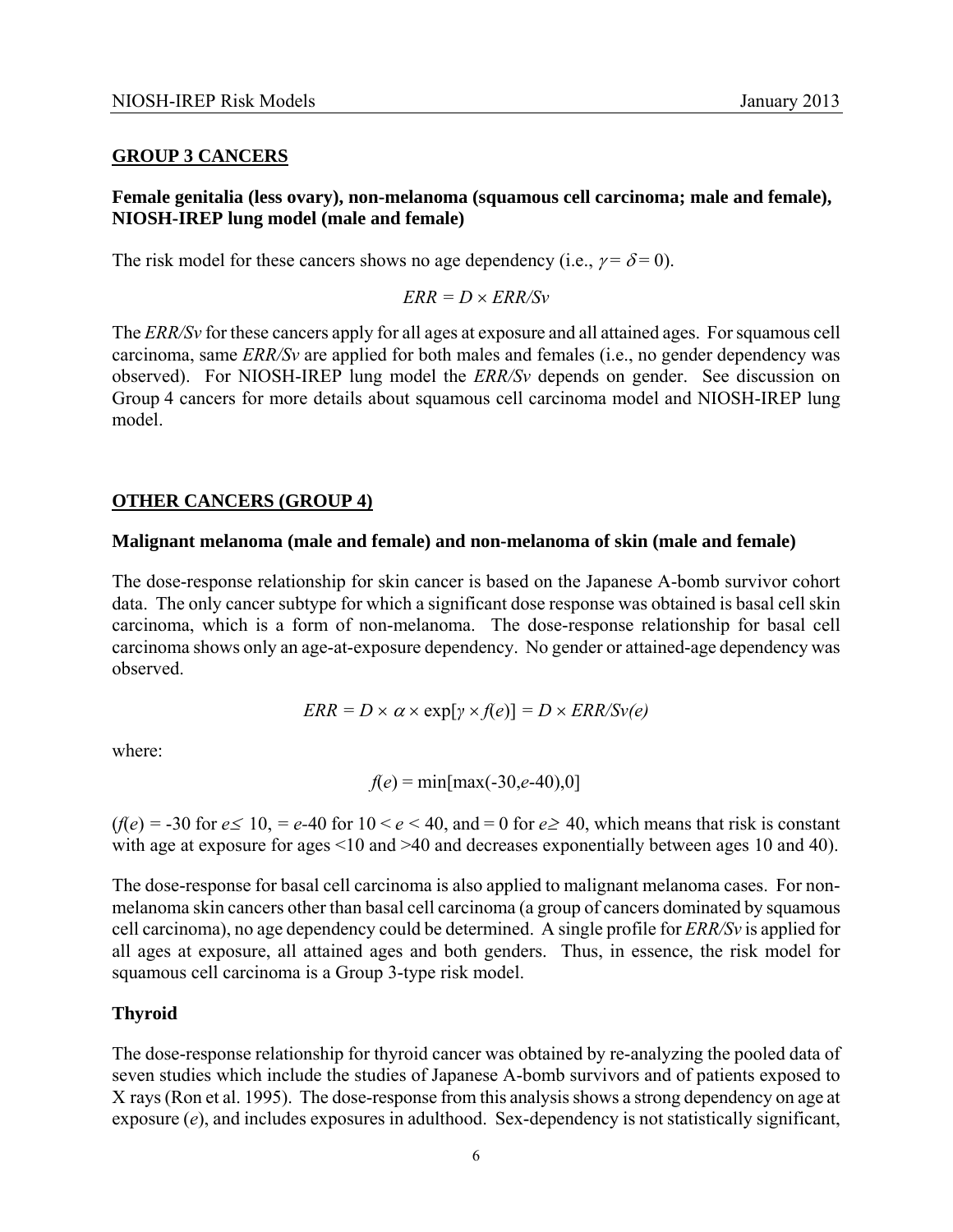## GROUP 3 CANCERS

### Female genitalia (less ovary), non-melanoma (squamous cell carcinoma; male and female), NIOSH-IREP lung model (male and female)

The risk model for these cancers shows no age dependency (i.e., $\gamma = \delta = 0$).

$$ERR = D \times ERR/Sv$$

The *ERR/Sv* for these cancers apply for all ages at exposure and all attained ages. For squamous cell carcinoma, same *ERR/Sv* are applied for both males and females (i.e., no gender dependency was observed). For NIOSH-IREP lung model the *ERR/Sv* depends on gender. See discussion on Group 4 cancers for more details about squamous cell carcinoma model and NIOSH-IREP lung model.

## OTHER CANCERS (GROUP 4)

### Malignant melanoma (male and female) and non-melanoma of skin (male and female)

The dose-response relationship for skin cancer is based on the Japanese A-bomb survivor cohort data. The only cancer subtype for which a significant dose response was obtained is basal cell skin carcinoma, which is a form of non-melanoma. The dose-response relationship for basal cell carcinoma shows only an age-at-exposure dependency. No gender or attained-age dependency was observed.

$$ERR = D \times \alpha \times \exp[\gamma \times f(e)] = D \times ERR/Sv(e)$$

where:

$$f(e) = \min[\max(-30, e-40), 0]$$

($f(e) = -30$ for $e \leq 10$, $= e-40$ for $10 < e < 40$, and $= 0$ for $e \geq 40$, which means that risk is constant with age at exposure for ages <10 and >40 and decreases exponentially between ages 10 and 40).

The dose-response for basal cell carcinoma is also applied to malignant melanoma cases. For non-melanoma skin cancers other than basal cell carcinoma (a group of cancers dominated by squamous cell carcinoma), no age dependency could be determined. A single profile for *ERR/Sv* is applied for all ages at exposure, all attained ages and both genders. Thus, in essence, the risk model for squamous cell carcinoma is a Group 3-type risk model.

### Thyroid

The dose-response relationship for thyroid cancer was obtained by re-analyzing the pooled data of seven studies which include the studies of Japanese A-bomb survivors and of patients exposed to X rays (Ron et al. 1995). The dose-response from this analysis shows a strong dependency on age at exposure ($e$), and includes exposures in adulthood. Sex-dependency is not statistically significant,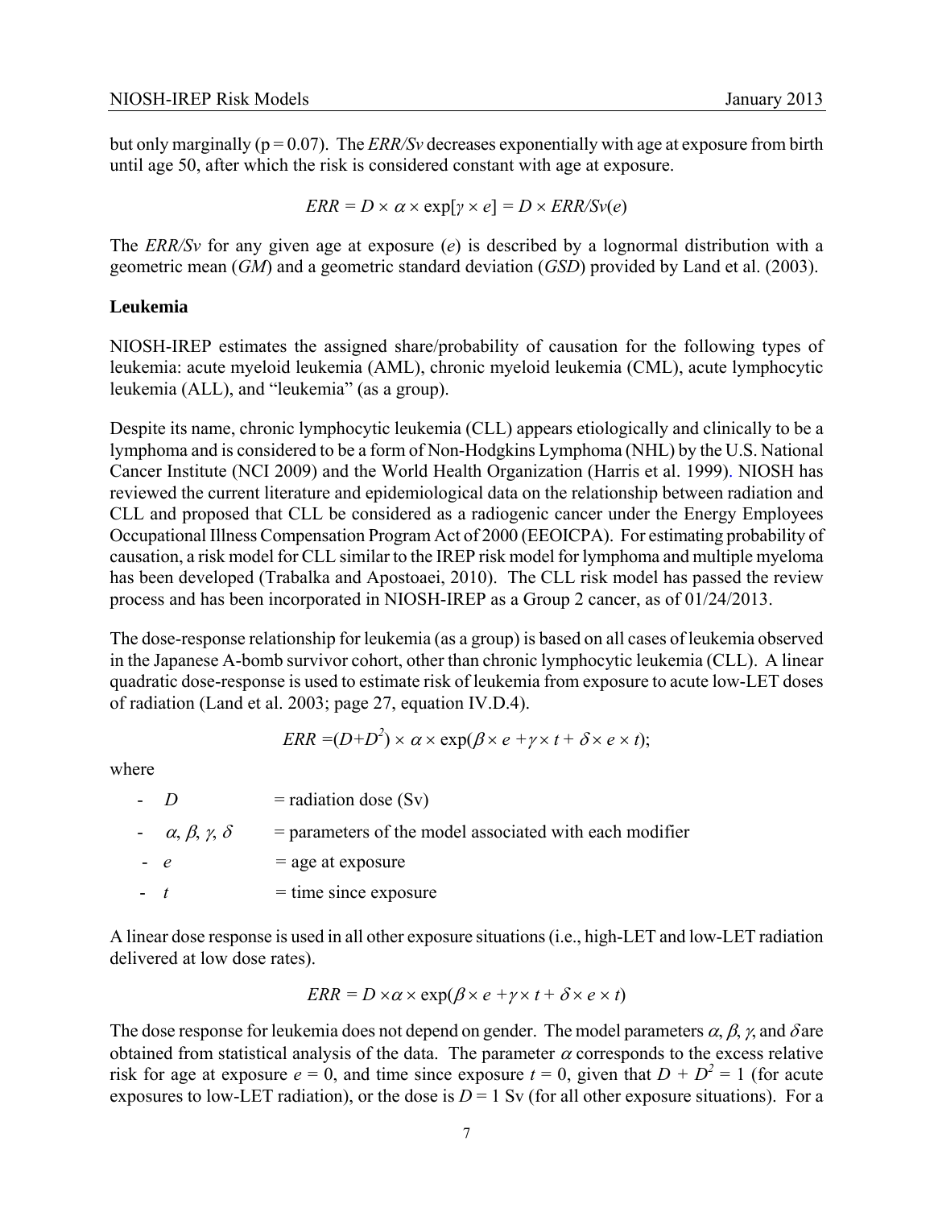but only marginally ($p = 0.07$). The *ERR/Sv* decreases exponentially with age at exposure from birth until age 50, after which the risk is considered constant with age at exposure.

$$ERR = D \times \alpha \times \exp[\gamma \times e] = D \times ERR/Sv(e)$$

The *ERR/Sv* for any given age at exposure (*e*) is described by a lognormal distribution with a geometric mean (*GM*) and a geometric standard deviation (*GSD*) provided by Land et al. (2003).

**Leukemia**

NIOSH-IREP estimates the assigned share/probability of causation for the following types of leukemia: acute myeloid leukemia (AML), chronic myeloid leukemia (CML), acute lymphocytic leukemia (ALL), and "leukemia" (as a group).

Despite its name, chronic lymphocytic leukemia (CLL) appears etiologically and clinically to be a lymphoma and is considered to be a form of Non-Hodgkins Lymphoma (NHL) by the U.S. National Cancer Institute (NCI 2009) and the World Health Organization (Harris et al. 1999). NIOSH has reviewed the current literature and epidemiological data on the relationship between radiation and CLL and proposed that CLL be considered as a radiogenic cancer under the Energy Employees Occupational Illness Compensation Program Act of 2000 (EEOICPA). For estimating probability of causation, a risk model for CLL similar to the IREP risk model for lymphoma and multiple myeloma has been developed (Trabalka and Apostoaei, 2010). The CLL risk model has passed the review process and has been incorporated in NIOSH-IREP as a Group 2 cancer, as of 01/24/2013.

The dose-response relationship for leukemia (as a group) is based on all cases of leukemia observed in the Japanese A-bomb survivor cohort, other than chronic lymphocytic leukemia (CLL). A linear quadratic dose-response is used to estimate risk of leukemia from exposure to acute low-LET doses of radiation (Land et al. 2003; page 27, equation IV.D.4).

$$ERR = (D+D^2) \times \alpha \times \exp(\beta \times e + \gamma \times t + \delta \times e \times t);$$

where

- $D$ = radiation dose (Sv)
- $\alpha$, $\beta$, $\gamma$, $\delta$ = parameters of the model associated with each modifier
- $e$ = age at exposure
- $t$ = time since exposure

A linear dose response is used in all other exposure situations (i.e., high-LET and low-LET radiation delivered at low dose rates).

$$ERR = D \times \alpha \times \exp(\beta \times e + \gamma \times t + \delta \times e \times t)$$

The dose response for leukemia does not depend on gender. The model parameters $\alpha$, $\beta$, $\gamma$, and $\delta$ are obtained from statistical analysis of the data. The parameter $\alpha$ corresponds to the excess relative risk for age at exposure $e = 0$, and time since exposure $t = 0$, given that $D + D^2 = 1$ (for acute exposures to low-LET radiation), or the dose is $D = 1$ Sv (for all other exposure situations). For a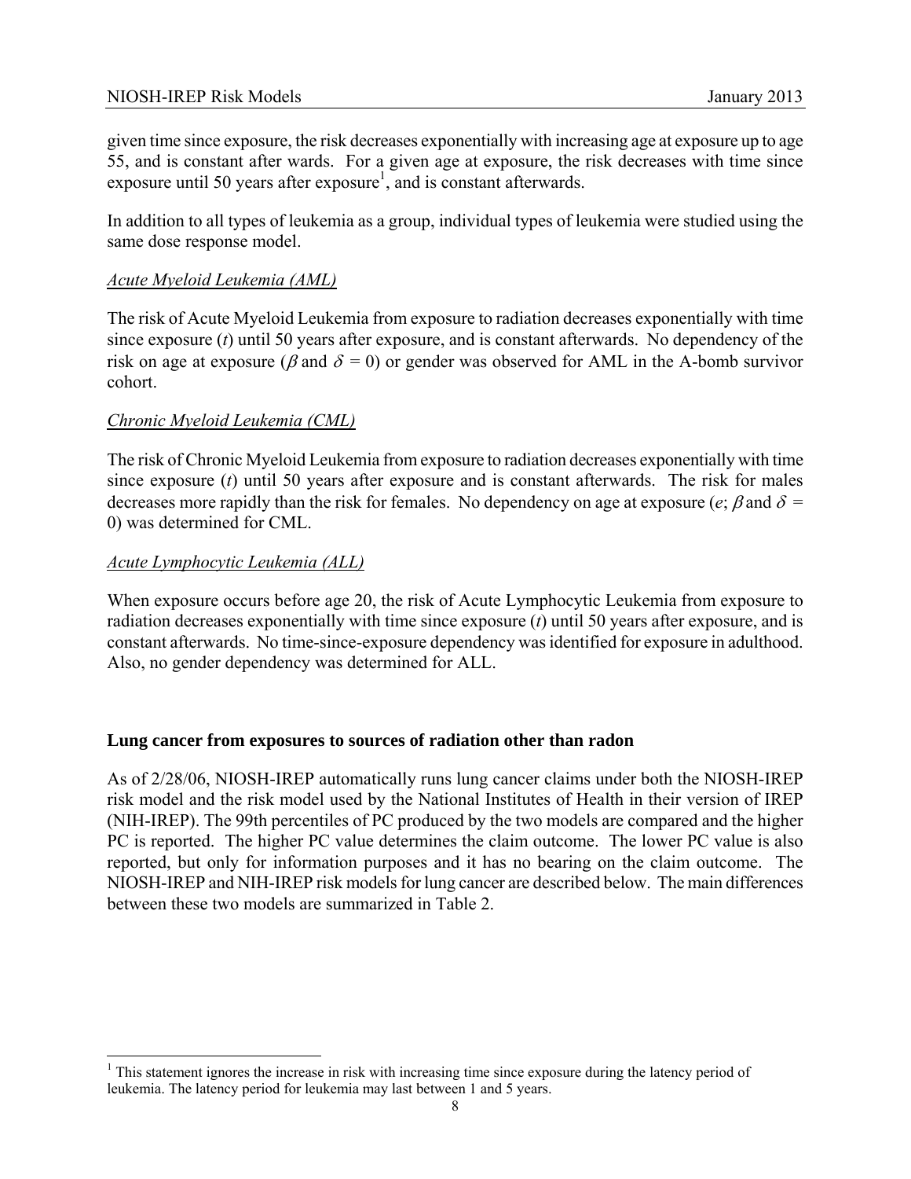given time since exposure, the risk decreases exponentially with increasing age at exposure up to age 55, and is constant after wards. For a given age at exposure, the risk decreases with time since exposure until 50 years after exposure[1], and is constant afterwards.

In addition to all types of leukemia as a group, individual types of leukemia were studied using the same dose response model.

*Acute Myeloid Leukemia (AML)*

The risk of Acute Myeloid Leukemia from exposure to radiation decreases exponentially with time since exposure ($t$) until 50 years after exposure, and is constant afterwards. No dependency of the risk on age at exposure ($\beta$ and $\delta = 0$) or gender was observed for AML in the A-bomb survivor cohort.

*Chronic Myeloid Leukemia (CML)*

The risk of Chronic Myeloid Leukemia from exposure to radiation decreases exponentially with time since exposure ($t$) until 50 years after exposure and is constant afterwards. The risk for males decreases more rapidly than the risk for females. No dependency on age at exposure ($e$; $\beta$ and $\delta = 0$) was determined for CML.

*Acute Lymphocytic Leukemia (ALL)*

When exposure occurs before age 20, the risk of Acute Lymphocytic Leukemia from exposure to radiation decreases exponentially with time since exposure ($t$) until 50 years after exposure, and is constant afterwards. No time-since-exposure dependency was identified for exposure in adulthood. Also, no gender dependency was determined for ALL.

### Lung cancer from exposures to sources of radiation other than radon

As of 2/28/06, NIOSH-IREP automatically runs lung cancer claims under both the NIOSH-IREP risk model and the risk model used by the National Institutes of Health in their version of IREP (NIH-IREP). The 99th percentiles of PC produced by the two models are compared and the higher PC is reported. The higher PC value determines the claim outcome. The lower PC value is also reported, but only for information purposes and it has no bearing on the claim outcome. The NIOSH-IREP and NIH-IREP risk models for lung cancer are described below. The main differences between these two models are summarized in Table 2.

[1] This statement ignores the increase in risk with increasing time since exposure during the latency period of leukemia. The latency period for leukemia may last between 1 and 5 years.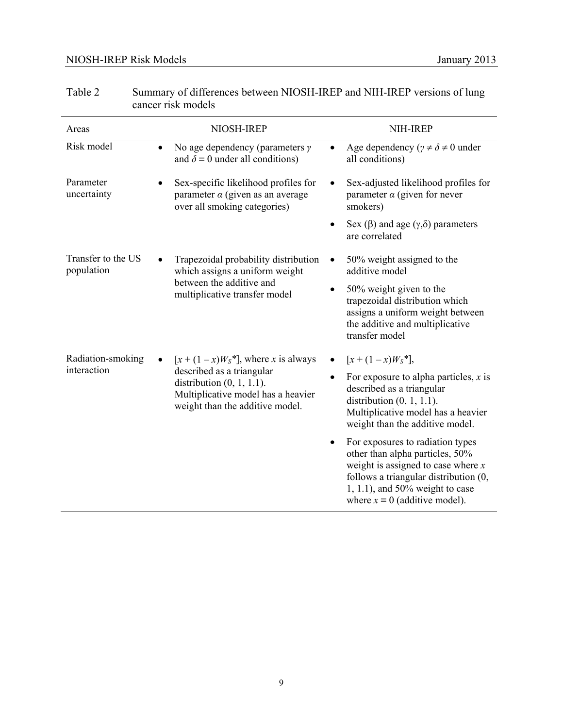Table 2 Summary of differences between NIOSH-IREP and NIH-IREP versions of lung cancer risk models

| Areas | NIOSH-IREP | NIH-IREP |
|---|---|---|
| Risk model | • No age dependency (parameters $\gamma$ and $\delta \equiv 0$ under all conditions) | • Age dependency ($\gamma \neq \delta \neq 0$ under all conditions) |
| Parameter uncertainty | • Sex-specific likelihood profiles for parameter $\alpha$ (given as an average over all smoking categories) | • Sex-adjusted likelihood profiles for parameter $\alpha$ (given for never smokers)<br>• Sex ($\beta$) and age ($\gamma$,$\delta$) parameters are correlated |
| Transfer to the US population | • Trapezoidal probability distribution which assigns a uniform weight between the additive and multiplicative transfer model | • 50% weight assigned to the additive model<br>• 50% weight given to the trapezoidal distribution which assigns a uniform weight between the additive and multiplicative transfer model |
| Radiation-smoking interaction | • $[x + (1 - x)W_S^*]$, where $x$ is always described as a triangular distribution (0, 1, 1.1). Multiplicative model has a heavier weight than the additive model. | • $[x + (1 - x)W_S^*]$,<br>• For exposure to alpha particles, $x$ is described as a triangular distribution (0, 1, 1.1). Multiplicative model has a heavier weight than the additive model.<br>• For exposures to radiation types other than alpha particles, 50% weight is assigned to case where $x$ follows a triangular distribution (0, 1, 1.1), and 50% weight to case where $x \equiv 0$ (additive model). |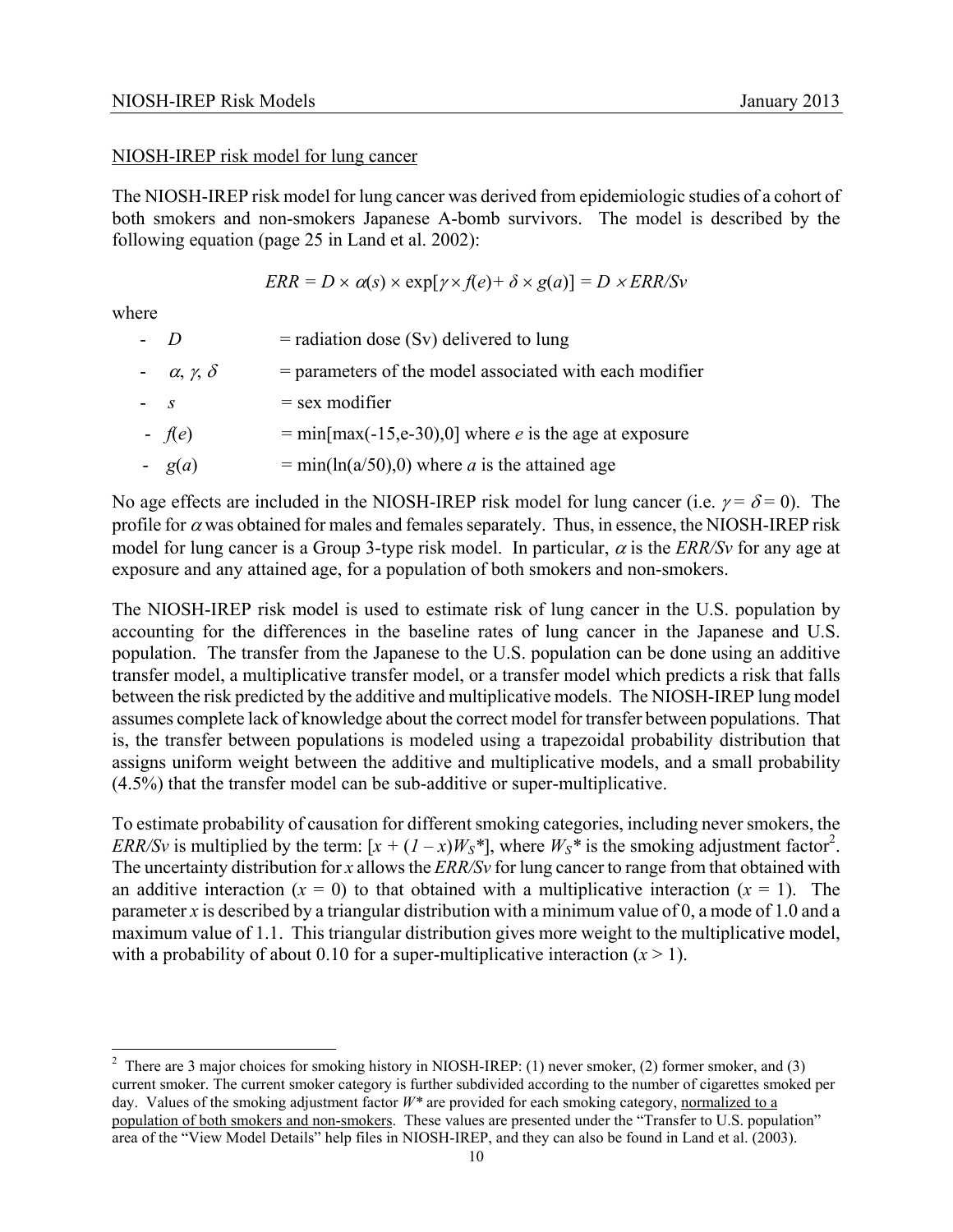NIOSH-IREP risk model for lung cancer

The NIOSH-IREP risk model for lung cancer was derived from epidemiologic studies of a cohort of both smokers and non-smokers Japanese A-bomb survivors. The model is described by the following equation (page 25 in Land et al. 2002):

$$ERR = D \times \alpha(s) \times \exp[\gamma \times f(e) + \delta \times g(a)] = D \times ERR/Sv$$

where

- $D$ = radiation dose (Sv) delivered to lung
- $\alpha$, $\gamma$, $\delta$ = parameters of the model associated with each modifier
- $s$ = sex modifier
- $f(e)$ = $\min[\max(-15, e-30), 0]$ where $e$ is the age at exposure
- $g(a)$ = $\min(\ln(a/50), 0)$ where $a$ is the attained age

No age effects are included in the NIOSH-IREP risk model for lung cancer (i.e. $\gamma = \delta = 0$). The profile for $\alpha$ was obtained for males and females separately. Thus, in essence, the NIOSH-IREP risk model for lung cancer is a Group 3-type risk model. In particular, $\alpha$ is the *ERR/Sv* for any age at exposure and any attained age, for a population of both smokers and non-smokers.

The NIOSH-IREP risk model is used to estimate risk of lung cancer in the U.S. population by accounting for the differences in the baseline rates of lung cancer in the Japanese and U.S. population. The transfer from the Japanese to the U.S. population can be done using an additive transfer model, a multiplicative transfer model, or a transfer model which predicts a risk that falls between the risk predicted by the additive and multiplicative models. The NIOSH-IREP lung model assumes complete lack of knowledge about the correct model for transfer between populations. That is, the transfer between populations is modeled using a trapezoidal probability distribution that assigns uniform weight between the additive and multiplicative models, and a small probability (4.5%) that the transfer model can be sub-additive or super-multiplicative.

To estimate probability of causation for different smoking categories, including never smokers, the *ERR/Sv* is multiplied by the term: $[x + (1 - x)W_S^*]$, where $W_S^*$ is the smoking adjustment factor[2]. The uncertainty distribution for $x$ allows the *ERR/Sv* for lung cancer to range from that obtained with an additive interaction ($x = 0$) to that obtained with a multiplicative interaction ($x = 1$). The parameter $x$ is described by a triangular distribution with a minimum value of 0, a mode of 1.0 and a maximum value of 1.1. This triangular distribution gives more weight to the multiplicative model, with a probability of about 0.10 for a super-multiplicative interaction ($x > 1$).

---

[2] There are 3 major choices for smoking history in NIOSH-IREP: (1) never smoker, (2) former smoker, and (3) current smoker. The current smoker category is further subdivided according to the number of cigarettes smoked per day. Values of the smoking adjustment factor $W^*$ are provided for each smoking category, normalized to a population of both smokers and non-smokers. These values are presented under the "Transfer to U.S. population" area of the "View Model Details" help files in NIOSH-IREP, and they can also be found in Land et al. (2003).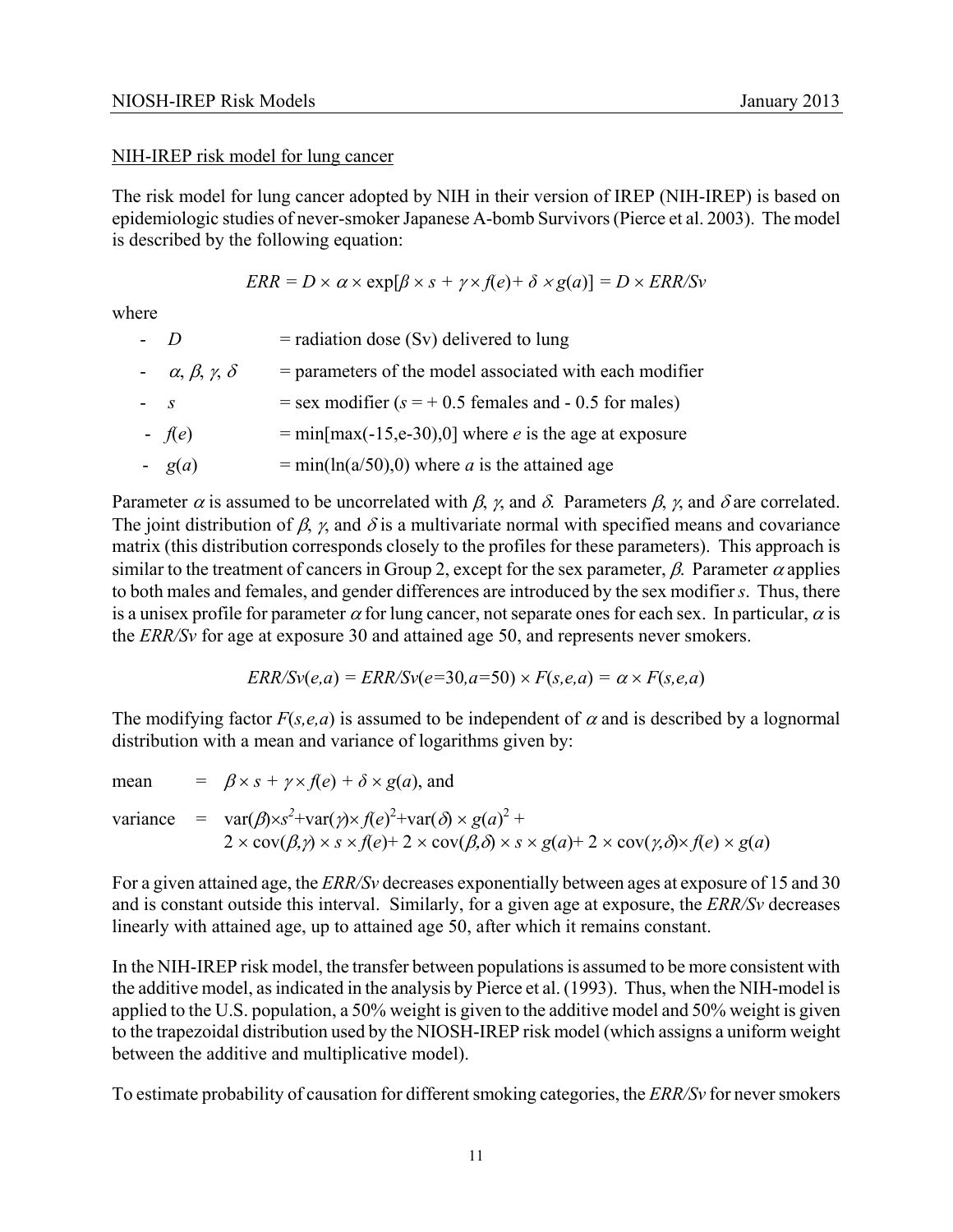NIH-IREP risk model for lung cancer

The risk model for lung cancer adopted by NIH in their version of IREP (NIH-IREP) is based on epidemiologic studies of never-smoker Japanese A-bomb Survivors (Pierce et al. 2003). The model is described by the following equation:

$$ERR = D \times \alpha \times \exp[\beta \times s + \gamma \times f(e) + \delta \times g(a)] = D \times ERR/Sv$$

where

- $D$ = radiation dose (Sv) delivered to lung
- $\alpha, \beta, \gamma, \delta$ = parameters of the model associated with each modifier
- $s$ = sex modifier ($s = +0.5$ females and $-0.5$ for males)
- $f(e)$ = $\min[\max(-15, e-30), 0]$ where $e$ is the age at exposure
- $g(a)$ = $\min(\ln(a/50), 0)$ where $a$ is the attained age

Parameter $\alpha$ is assumed to be uncorrelated with $\beta$, $\gamma$, and $\delta$. Parameters $\beta$, $\gamma$, and $\delta$ are correlated. The joint distribution of $\beta$, $\gamma$, and $\delta$ is a multivariate normal with specified means and covariance matrix (this distribution corresponds closely to the profiles for these parameters). This approach is similar to the treatment of cancers in Group 2, except for the sex parameter, $\beta$. Parameter $\alpha$ applies to both males and females, and gender differences are introduced by the sex modifier $s$. Thus, there is a unisex profile for parameter $\alpha$ for lung cancer, not separate ones for each sex. In particular, $\alpha$ is the *ERR/Sv* for age at exposure 30 and attained age 50, and represents never smokers.

$$ERR/Sv(e,a) = ERR/Sv(e=30, a=50) \times F(s,e,a) = \alpha \times F(s,e,a)$$

The modifying factor $F(s,e,a)$ is assumed to be independent of $\alpha$ and is described by a lognormal distribution with a mean and variance of logarithms given by:

$$\text{mean} = \beta \times s + \gamma \times f(e) + \delta \times g(a), \text{ and}$$

$$\text{variance} = \text{var}(\beta) \times s^2 + \text{var}(\gamma) \times f(e)^2 + \text{var}(\delta) \times g(a)^2 + 2 \times \text{cov}(\beta,\gamma) \times s \times f(e) + 2 \times \text{cov}(\beta,\delta) \times s \times g(a) + 2 \times \text{cov}(\gamma,\delta) \times f(e) \times g(a)$$

For a given attained age, the *ERR/Sv* decreases exponentially between ages at exposure of 15 and 30 and is constant outside this interval. Similarly, for a given age at exposure, the *ERR/Sv* decreases linearly with attained age, up to attained age 50, after which it remains constant.

In the NIH-IREP risk model, the transfer between populations is assumed to be more consistent with the additive model, as indicated in the analysis by Pierce et al. (1993). Thus, when the NIH-model is applied to the U.S. population, a 50% weight is given to the additive model and 50% weight is given to the trapezoidal distribution used by the NIOSH-IREP risk model (which assigns a uniform weight between the additive and multiplicative model).

To estimate probability of causation for different smoking categories, the *ERR/Sv* for never smokers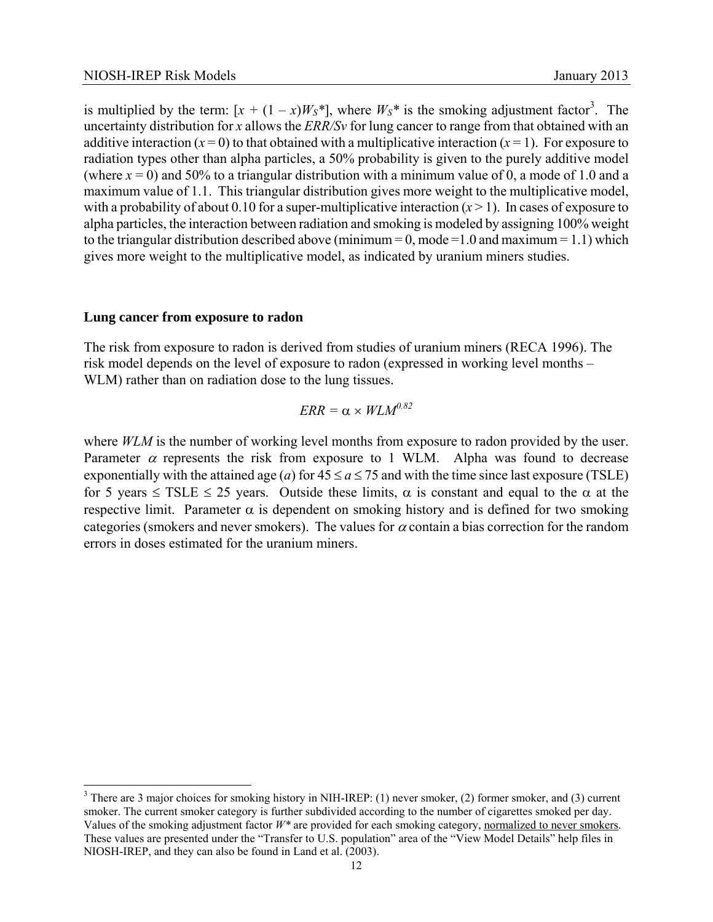is multiplied by the term: $[x + (1 - x)W_S^*]$, where $W_S^*$ is the smoking adjustment factor[3]. The uncertainty distribution for $x$ allows the *ERR/Sv* for lung cancer to range from that obtained with an additive interaction ($x = 0$) to that obtained with a multiplicative interaction ($x = 1$). For exposure to radiation types other than alpha particles, a 50% probability is given to the purely additive model (where $x = 0$) and 50% to a triangular distribution with a minimum value of 0, a mode of 1.0 and a maximum value of 1.1. This triangular distribution gives more weight to the multiplicative model, with a probability of about 0.10 for a super-multiplicative interaction ($x > 1$). In cases of exposure to alpha particles, the interaction between radiation and smoking is modeled by assigning 100% weight to the triangular distribution described above (minimum = 0, mode =1.0 and maximum = 1.1) which gives more weight to the multiplicative model, as indicated by uranium miners studies.

### Lung cancer from exposure to radon

The risk from exposure to radon is derived from studies of uranium miners (RECA 1996). The risk model depends on the level of exposure to radon (expressed in working level months – WLM) rather than on radiation dose to the lung tissues.

$$ERR = \alpha \times WLM^{0.82}$$

where *WLM* is the number of working level months from exposure to radon provided by the user. Parameter $\alpha$ represents the risk from exposure to 1 WLM. Alpha was found to decrease exponentially with the attained age ($a$) for $45 \leq a \leq 75$ and with the time since last exposure (TSLE) for 5 years $\leq$ TSLE $\leq$ 25 years. Outside these limits, $\alpha$ is constant and equal to the $\alpha$ at the respective limit. Parameter $\alpha$ is dependent on smoking history and is defined for two smoking categories (smokers and never smokers). The values for $\alpha$ contain a bias correction for the random errors in doses estimated for the uranium miners.

[3] There are 3 major choices for smoking history in NIH-IREP: (1) never smoker, (2) former smoker, and (3) current smoker. The current smoker category is further subdivided according to the number of cigarettes smoked per day. Values of the smoking adjustment factor $W^*$ are provided for each smoking category, normalized to never smokers. These values are presented under the "Transfer to U.S. population" area of the "View Model Details" help files in NIOSH-IREP, and they can also be found in Land et al. (2003).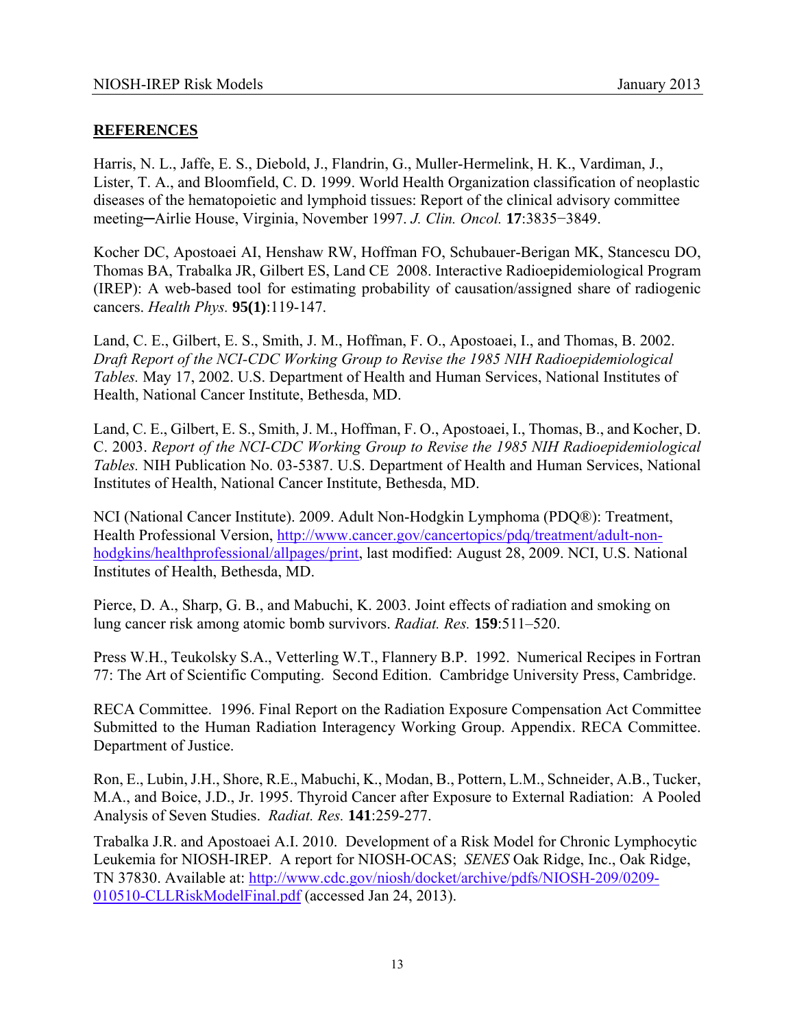**REFERENCES**

Harris, N. L., Jaffe, E. S., Diebold, J., Flandrin, G., Muller-Hermelink, H. K., Vardiman, J., Lister, T. A., and Bloomfield, C. D. 1999. World Health Organization classification of neoplastic diseases of the hematopoietic and lymphoid tissues: Report of the clinical advisory committee meeting─Airlie House, Virginia, November 1997. *J. Clin. Oncol.* **17**:3835−3849.

Kocher DC, Apostoaei AI, Henshaw RW, Hoffman FO, Schubauer-Berigan MK, Stancescu DO, Thomas BA, Trabalka JR, Gilbert ES, Land CE 2008. Interactive Radioepidemiological Program (IREP): A web-based tool for estimating probability of causation/assigned share of radiogenic cancers. *Health Phys.* **95(1)**:119-147.

Land, C. E., Gilbert, E. S., Smith, J. M., Hoffman, F. O., Apostoaei, I., and Thomas, B. 2002. *Draft Report of the NCI-CDC Working Group to Revise the 1985 NIH Radioepidemiological Tables.* May 17, 2002. U.S. Department of Health and Human Services, National Institutes of Health, National Cancer Institute, Bethesda, MD.

Land, C. E., Gilbert, E. S., Smith, J. M., Hoffman, F. O., Apostoaei, I., Thomas, B., and Kocher, D. C. 2003. *Report of the NCI-CDC Working Group to Revise the 1985 NIH Radioepidemiological Tables.* NIH Publication No. 03-5387. U.S. Department of Health and Human Services, National Institutes of Health, National Cancer Institute, Bethesda, MD.

NCI (National Cancer Institute). 2009. Adult Non-Hodgkin Lymphoma (PDQ®): Treatment, Health Professional Version, http://www.cancer.gov/cancertopics/pdq/treatment/adult-non-hodgkins/healthprofessional/allpages/print, last modified: August 28, 2009. NCI, U.S. National Institutes of Health, Bethesda, MD.

Pierce, D. A., Sharp, G. B., and Mabuchi, K. 2003. Joint effects of radiation and smoking on lung cancer risk among atomic bomb survivors. *Radiat. Res.* **159**:511–520.

Press W.H., Teukolsky S.A., Vetterling W.T., Flannery B.P. 1992. Numerical Recipes in Fortran 77: The Art of Scientific Computing. Second Edition. Cambridge University Press, Cambridge.

RECA Committee. 1996. Final Report on the Radiation Exposure Compensation Act Committee Submitted to the Human Radiation Interagency Working Group. Appendix. RECA Committee. Department of Justice.

Ron, E., Lubin, J.H., Shore, R.E., Mabuchi, K., Modan, B., Pottern, L.M., Schneider, A.B., Tucker, M.A., and Boice, J.D., Jr. 1995. Thyroid Cancer after Exposure to External Radiation: A Pooled Analysis of Seven Studies. *Radiat. Res.* **141**:259-277.

Trabalka J.R. and Apostoaei A.I. 2010. Development of a Risk Model for Chronic Lymphocytic Leukemia for NIOSH-IREP. A report for NIOSH-OCAS; *SENES* Oak Ridge, Inc., Oak Ridge, TN 37830. Available at: http://www.cdc.gov/niosh/docket/archive/pdfs/NIOSH-209/0209-010510-CLLRiskModelFinal.pdf (accessed Jan 24, 2013).